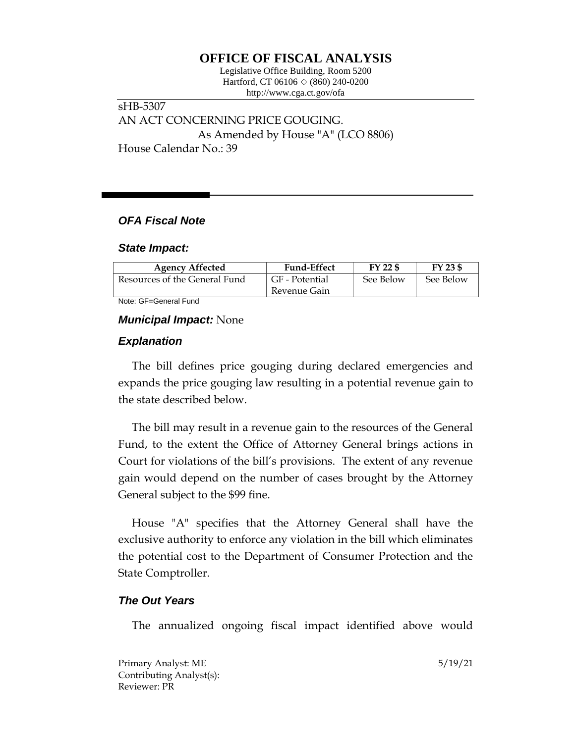# OFFICE OF FISCAL ANALYSIS

Legislative Office Building, Room 5200
Hartford, CT 06106 ◇ (860) 240-0200
http://www.cga.ct.gov/ofa

sHB-5307
AN ACT CONCERNING PRICE GOUGING.
As Amended by House "A" (LCO 8806)
House Calendar No.: 39

## *OFA Fiscal Note*

### *State Impact:*

| Agency Affected | Fund-Effect | FY 22 $ | FY 23 $ |
|---|---|---|---|
| Resources of the General Fund | GF - Potential Revenue Gain | See Below | See Below |

Note: GF=General Fund

### *Municipal Impact:* None

### *Explanation*

The bill defines price gouging during declared emergencies and expands the price gouging law resulting in a potential revenue gain to the state described below.

The bill may result in a revenue gain to the resources of the General Fund, to the extent the Office of Attorney General brings actions in Court for violations of the bill's provisions. The extent of any revenue gain would depend on the number of cases brought by the Attorney General subject to the $99 fine.

House "A" specifies that the Attorney General shall have the exclusive authority to enforce any violation in the bill which eliminates the potential cost to the Department of Consumer Protection and the State Comptroller.

### *The Out Years*

The annualized ongoing fiscal impact identified above would

Primary Analyst: ME
Contributing Analyst(s):
Reviewer: PR

5/19/21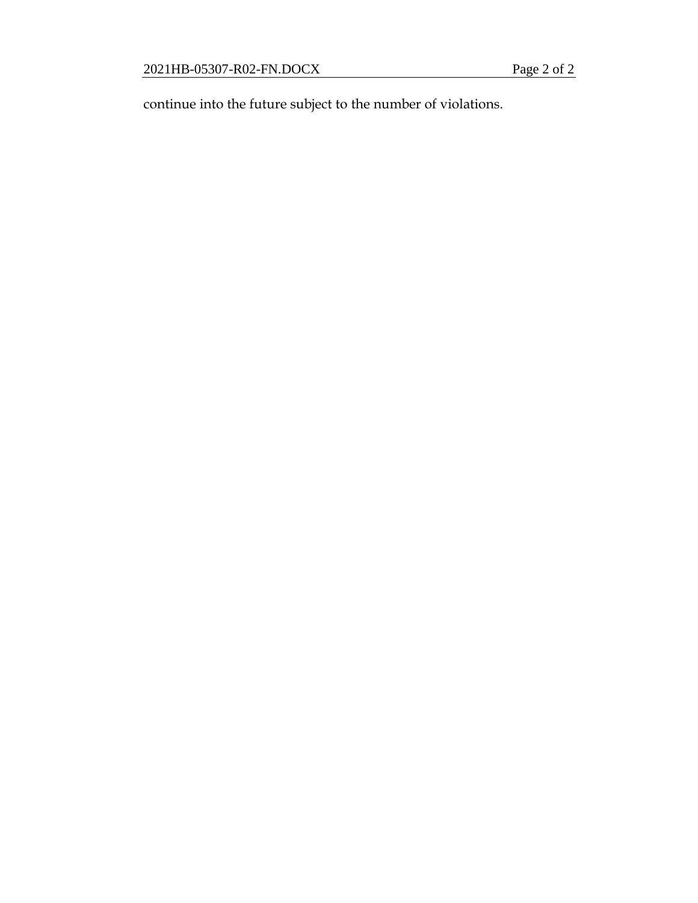continue into the future subject to the number of violations.